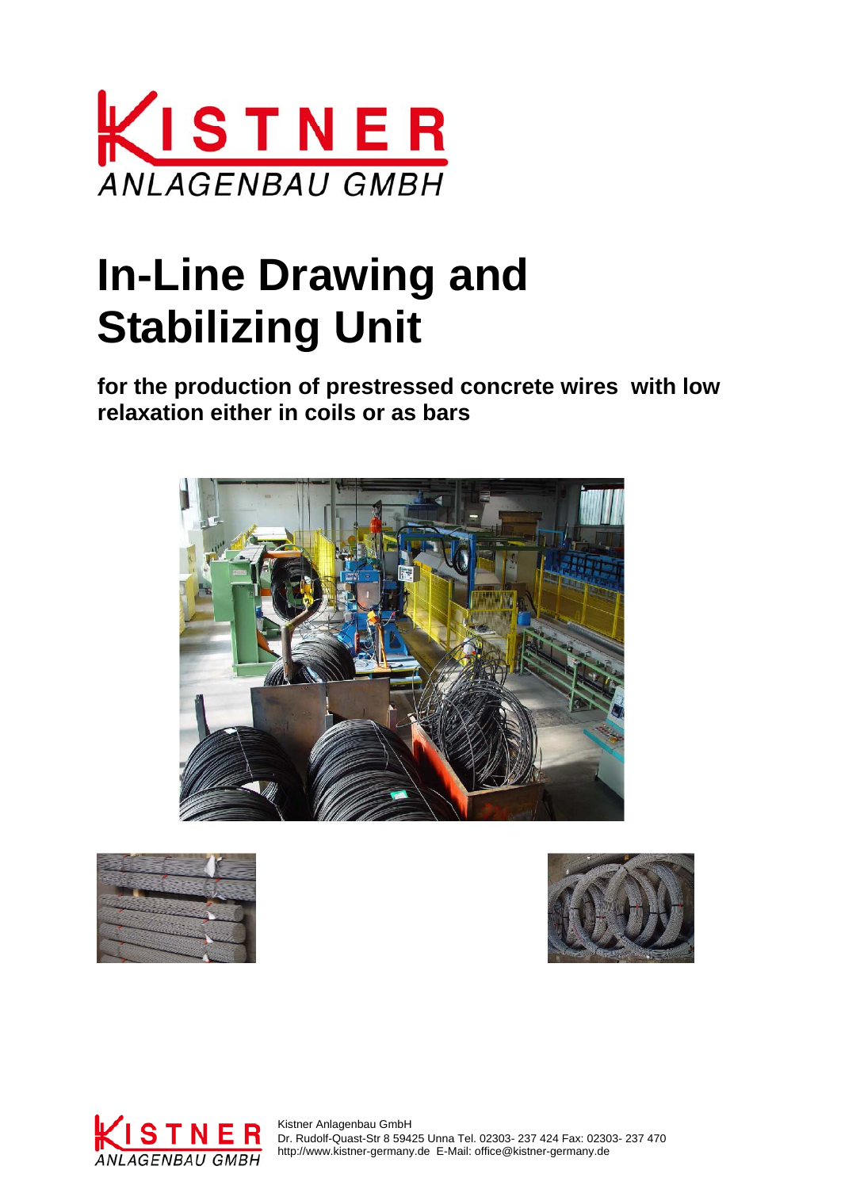KISTNER
ANLAGENBAU GMBH

# In-Line Drawing and Stabilizing Unit

**for the production of prestressed concrete wires with low relaxation either in coils or as bars**

Kistner Anlagenbau GmbH
Dr. Rudolf-Quast-Str 8 59425 Unna Tel. 02303- 237 424 Fax: 02303- 237 470
http://www.kistner-germany.de E-Mail: office@kistner-germany.de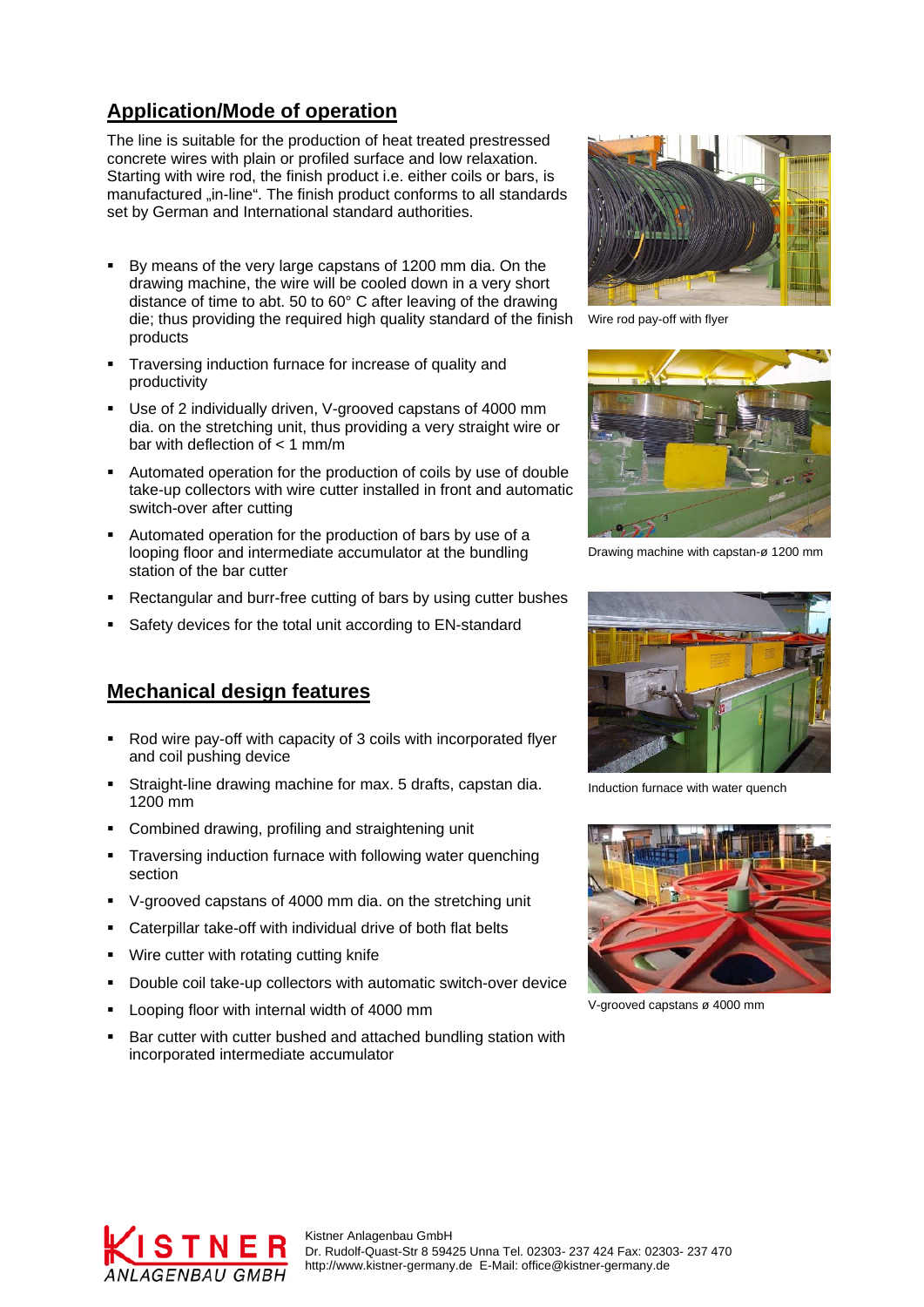## Application/Mode of operation

The line is suitable for the production of heat treated prestressed concrete wires with plain or profiled surface and low relaxation. Starting with wire rod, the finish product i.e. either coils or bars, is manufactured „in-line". The finish product conforms to all standards set by German and International standard authorities.

- By means of the very large capstans of 1200 mm dia. On the drawing machine, the wire will be cooled down in a very short distance of time to abt. 50 to 60° C after leaving of the drawing die; thus providing the required high quality standard of the finish products
- Traversing induction furnace for increase of quality and productivity
- Use of 2 individually driven, V-grooved capstans of 4000 mm dia. on the stretching unit, thus providing a very straight wire or bar with deflection of < 1 mm/m
- Automated operation for the production of coils by use of double take-up collectors with wire cutter installed in front and automatic switch-over after cutting
- Automated operation for the production of bars by use of a looping floor and intermediate accumulator at the bundling station of the bar cutter
- Rectangular and burr-free cutting of bars by using cutter bushes
- Safety devices for the total unit according to EN-standard

Wire rod pay-off with flyer

Drawing machine with capstan-ø 1200 mm

Induction furnace with water quench

V-grooved capstans ø 4000 mm

## Mechanical design features

- Rod wire pay-off with capacity of 3 coils with incorporated flyer and coil pushing device
- Straight-line drawing machine for max. 5 drafts, capstan dia. 1200 mm
- Combined drawing, profiling and straightening unit
- Traversing induction furnace with following water quenching section
- V-grooved capstans of 4000 mm dia. on the stretching unit
- Caterpillar take-off with individual drive of both flat belts
- Wire cutter with rotating cutting knife
- Double coil take-up collectors with automatic switch-over device
- Looping floor with internal width of 4000 mm
- Bar cutter with cutter bushed and attached bundling station with incorporated intermediate accumulator

KISTNER ANLAGENBAU GMBH

Kistner Anlagenbau GmbH
Dr. Rudolf-Quast-Str 8 59425 Unna Tel. 02303- 237 424 Fax: 02303- 237 470
http://www.kistner-germany.de E-Mail: office@kistner-germany.de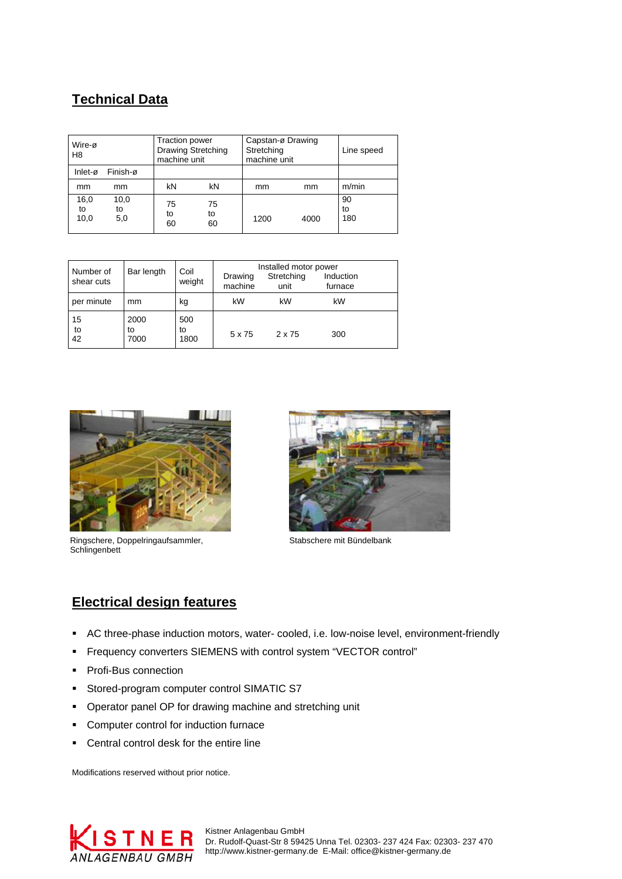## Technical Data

| Wire-ø H8 | | Traction power Drawing machine | Stretching unit | Capstan-ø Drawing machine | Stretching unit | Line speed |
|---|---|---|---|---|---|---|
| Inlet-ø | Finish-ø | | | | | |
| mm | mm | kN | kN | mm | mm | m/min |
| 16,0 to 10,0 | 10,0 to 5,0 | 75 to 60 | 75 to 60 | 1200 | 4000 | 90 to 180 |

| Number of shear cuts | Bar length | Coil weight | Installed motor power Drawing machine | Stretching unit | Induction furnace |
|---|---|---|---|---|---|
| per minute | mm | kg | kW | kW | kW |
| 15 to 42 | 2000 to 7000 | 500 to 1800 | 5 x 75 | 2 x 75 | 300 |

Ringschere, Doppelringaufsammler, Schlingenbett

Stabschere mit Bündelbank

## Electrical design features

- AC three-phase induction motors, water- cooled, i.e. low-noise level, environment-friendly
- Frequency converters SIEMENS with control system "VECTOR control"
- Profi-Bus connection
- Stored-program computer control SIMATIC S7
- Operator panel OP for drawing machine and stretching unit
- Computer control for induction furnace
- Central control desk for the entire line

Modifications reserved without prior notice.

KISTNER ANLAGENBAU GMBH

Kistner Anlagenbau GmbH
Dr. Rudolf-Quast-Str 8 59425 Unna Tel. 02303- 237 424 Fax: 02303- 237 470
http://www.kistner-germany.de E-Mail: office@kistner-germany.de